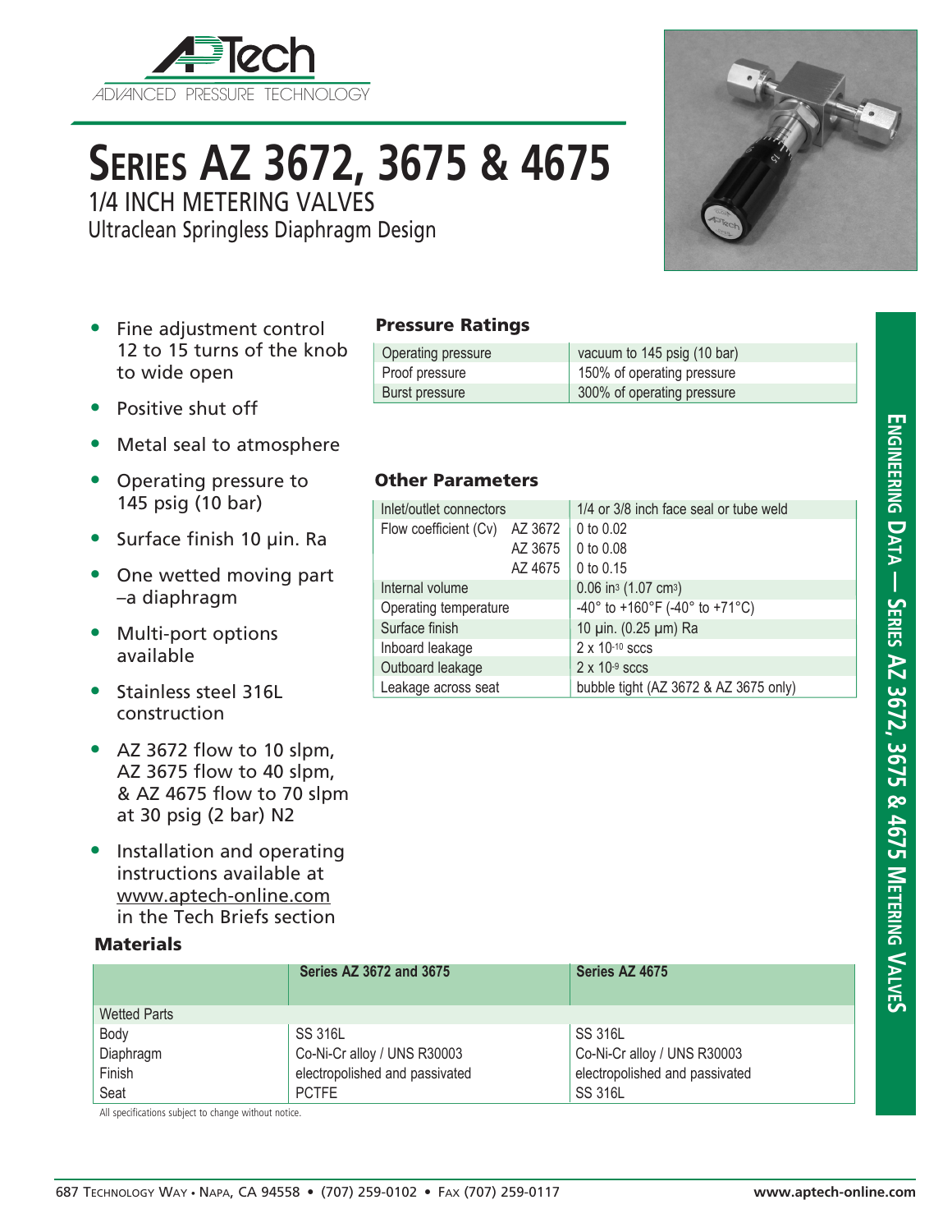# SERIES AZ 3672, 3675 & 4675

## 1/4 INCH METERING VALVES

Ultraclean Springless Diaphragm Design

- Fine adjustment control 12 to 15 turns of the knob to wide open
- Positive shut off
- Metal seal to atmosphere
- Operating pressure to 145 psig (10 bar)
- Surface finish 10 µin. Ra
- One wetted moving part –a diaphragm
- Multi-port options available
- Stainless steel 316L construction
- AZ 3672 flow to 10 slpm, AZ 3675 flow to 40 slpm, & AZ 4675 flow to 70 slpm at 30 psig (2 bar) N2
- Installation and operating instructions available at www.aptech-online.com in the Tech Briefs section

### Pressure Ratings

| | |
|---|---|
| Operating pressure | vacuum to 145 psig (10 bar) |
| Proof pressure | 150% of operating pressure |
| Burst pressure | 300% of operating pressure |

### Other Parameters

| | | |
|---|---|---|
| Inlet/outlet connectors | | 1/4 or 3/8 inch face seal or tube weld |
| Flow coefficient (Cv) | AZ 3672 | 0 to 0.02 |
| | AZ 3675 | 0 to 0.08 |
| | AZ 4675 | 0 to 0.15 |
| Internal volume | | 0.06 in$^3$ (1.07 cm$^3$) |
| Operating temperature | | -40° to +160°F (-40° to +71°C) |
| Surface finish | | 10 µin. (0.25 µm) Ra |
| Inboard leakage | | 2 x $10^{-10}$ sccs |
| Outboard leakage | | 2 x $10^{-9}$ sccs |
| Leakage across seat | | bubble tight (AZ 3672 & AZ 3675 only) |

### Materials

| | Series AZ 3672 and 3675 | Series AZ 4675 |
|---|---|---|
| Wetted Parts | | |
| Body | SS 316L | SS 316L |
| Diaphragm | Co-Ni-Cr alloy / UNS R30003 | Co-Ni-Cr alloy / UNS R30003 |
| Finish | electropolished and passivated | electropolished and passivated |
| Seat | PCTFE | SS 316L |

All specifications subject to change without notice.

687 Technology Way • Napa, CA 94558 • (707) 259-0102 • Fax (707) 259-0117 www.aptech-online.com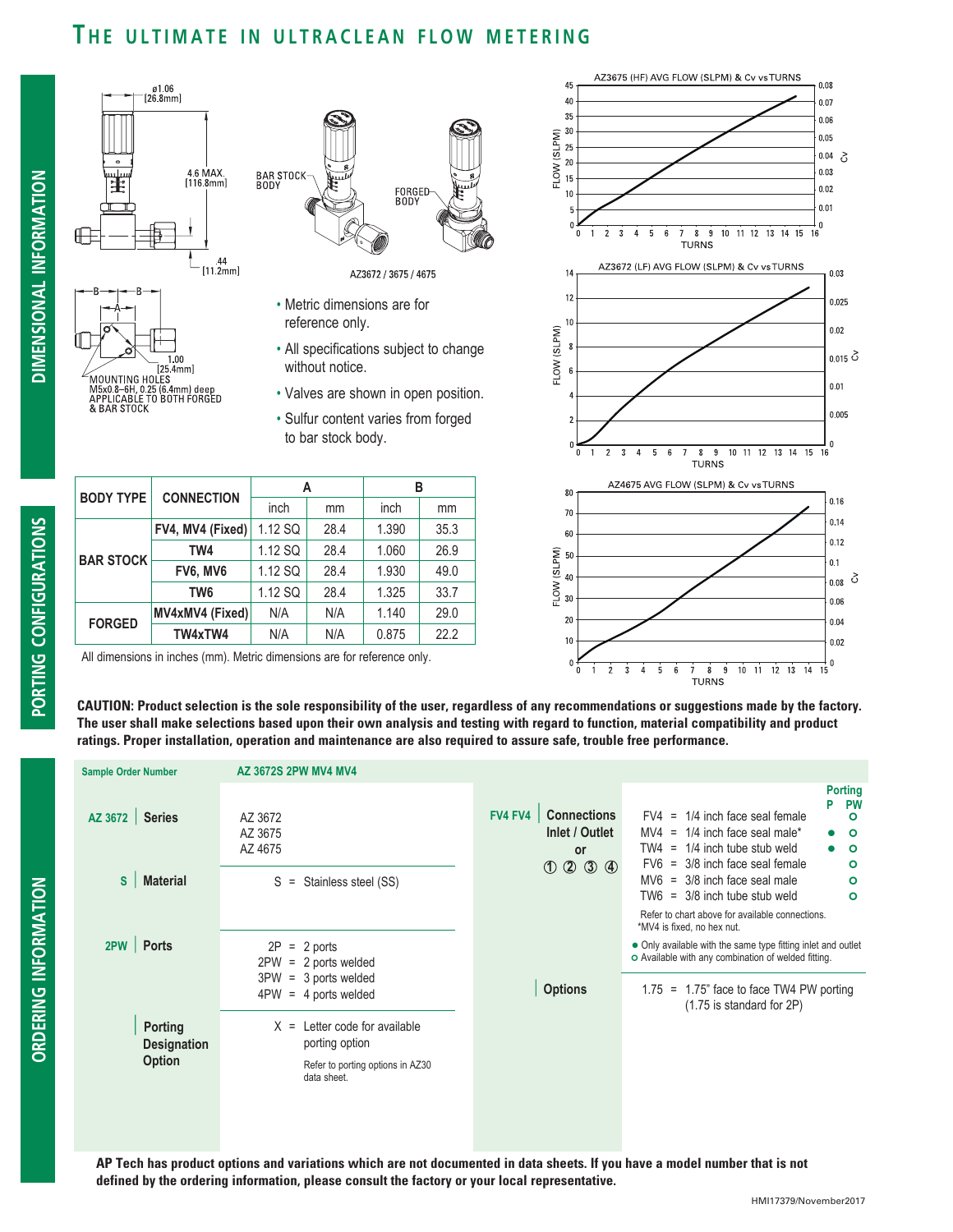# THE ULTIMATE IN ULTRACLEAN FLOW METERING

DIMENSIONAL INFORMATION

ø1.06
[26.8mm]

4.6 MAX.
[116.8mm]

.44
[11.2mm]

B B A

1.00
[25.4mm]

MOUNTING HOLES
M5x0.8–6H, 0.25 (6.4mm) deep
APPLICABLE TO BOTH FORGED
& BAR STOCK

BAR STOCK BODY

FORGED BODY

AZ3672 / 3675 / 4675

- Metric dimensions are for reference only.
- All specifications subject to change without notice.
- Valves are shown in open position.
- Sulfur content varies from forged to bar stock body.

AZ3675 (HF) AVG FLOW (SLPM) & Cv vs TURNS

FLOW (SLPM)
0 5 10 15 20 25 30 35 40 45
Cv
0 0.01 0.02 0.03 0.04 0.05 0.06 0.07 0.08
TURNS
0 1 2 3 4 5 6 7 8 9 10 11 12 13 14 15 16

AZ3672 (LF) AVG FLOW (SLPM) & Cv vs TURNS

FLOW (SLPM)
0 2 4 6 8 10 12 14
Cv
0 0.005 0.01 0.015 0.02 0.025 0.03
TURNS
0 1 2 3 4 5 6 7 8 9 10 11 12 13 14 15 16

AZ4675 AVG FLOW (SLPM) & Cv vs TURNS

FLOW (SLPM)
0 10 20 30 40 50 60 70 80
Cv
0 0.02 0.04 0.06 0.08 0.1 0.12 0.14 0.16
TURNS
0 1 2 3 4 5 6 7 8 9 10 11 12 13 14 15

PORTING CONFIGURATIONS

| BODY TYPE | CONNECTION | A | | B | |
|---|---|---|---|---|---|
| | | inch | mm | inch | mm |
| BAR STOCK | FV4, MV4 (Fixed) | 1.12 SQ | 28.4 | 1.390 | 35.3 |
| | TW4 | 1.12 SQ | 28.4 | 1.060 | 26.9 |
| | FV6, MV6 | 1.12 SQ | 28.4 | 1.930 | 49.0 |
| | TW6 | 1.12 SQ | 28.4 | 1.325 | 33.7 |
| FORGED | MV4xMV4 (Fixed) | N/A | N/A | 1.140 | 29.0 |
| | TW4xTW4 | N/A | N/A | 0.875 | 22.2 |

All dimensions in inches (mm). Metric dimensions are for reference only.

**CAUTION: Product selection is the sole responsibility of the user, regardless of any recommendations or suggestions made by the factory. The user shall make selections based upon their own analysis and testing with regard to function, material compatibility and product ratings. Proper installation, operation and maintenance are also required to assure safe, trouble free performance.**

ORDERING INFORMATION

**Sample Order Number** **AZ 3672S 2PW MV4 MV4**

**AZ 3672 | Series**
- AZ 3672
- AZ 3675
- AZ 4675

**S | Material**
- S = Stainless steel (SS)

**2PW | Ports**
- 2P = 2 ports
- 2PW = 2 ports welded
- 3PW = 3 ports welded
- 4PW = 4 ports welded

**Porting Designation Option**
- X = Letter code for available porting option

  Refer to porting options in AZ30 data sheet.

**FV4 FV4 | Connections Inlet / Outlet or ① ② ③ ④**

| Connection | Porting P | Porting PW |
|---|---|---|
| FV4 = 1/4 inch face seal female | | ○ |
| MV4 = 1/4 inch face seal male* | ● | ○ |
| TW4 = 1/4 inch tube stub weld | ● | ○ |
| FV6 = 3/8 inch face seal female | | ○ |
| MV6 = 3/8 inch face seal male | | ○ |
| TW6 = 3/8 inch tube stub weld | | ○ |

Refer to chart above for available connections.
*MV4 is fixed, no hex nut.

● Only available with the same type fitting inlet and outlet
○ Available with any combination of welded fitting.

**| Options**
- 1.75 = 1.75" face to face TW4 PW porting (1.75 is standard for 2P)

**AP Tech has product options and variations which are not documented in data sheets. If you have a model number that is not defined by the ordering information, please consult the factory or your local representative.**

HMI17379/November2017